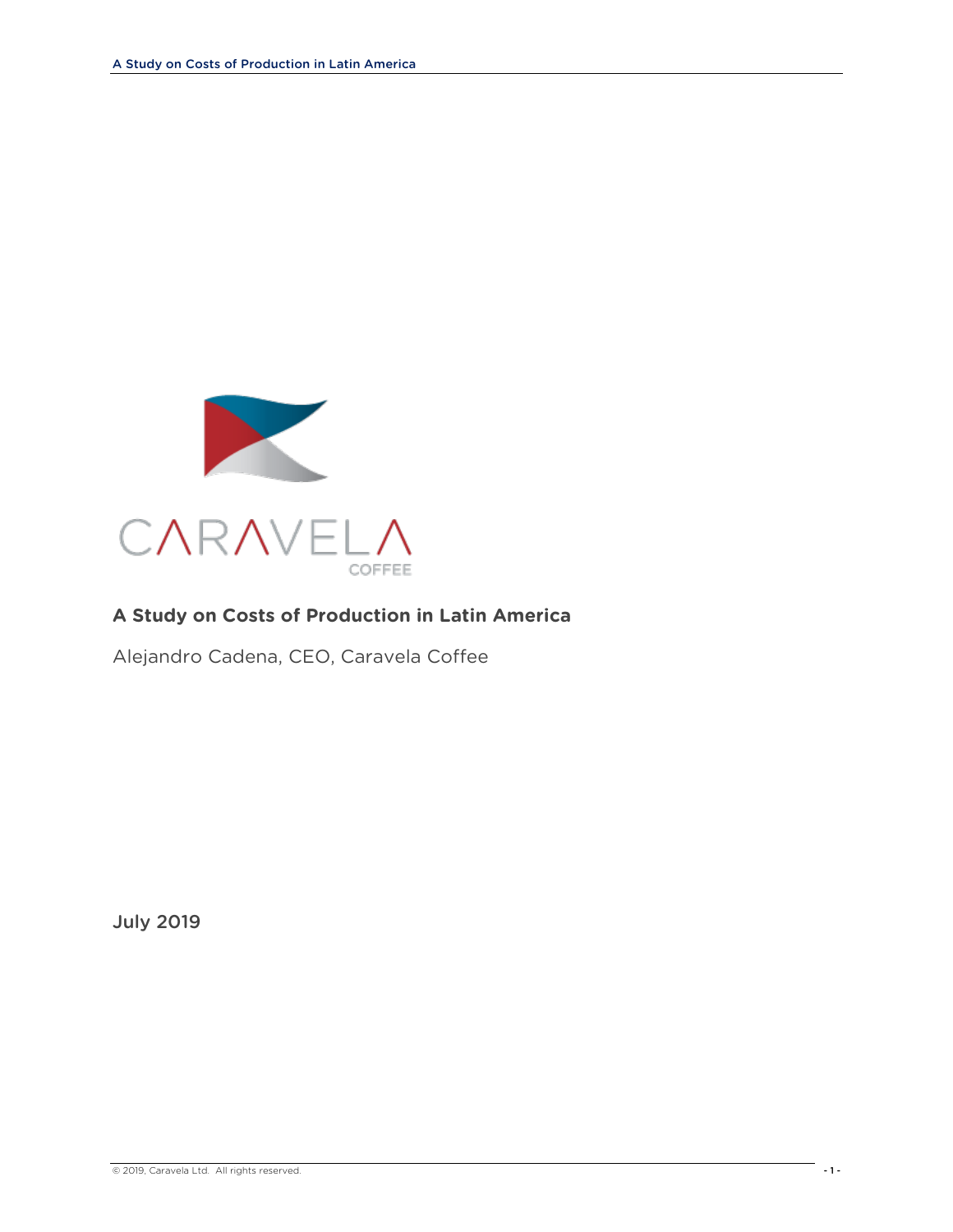CARAVELA COFFEE

# A Study on Costs of Production in Latin America

Alejandro Cadena, CEO, Caravela Coffee

July 2019

© 2019, Caravela Ltd. All rights reserved.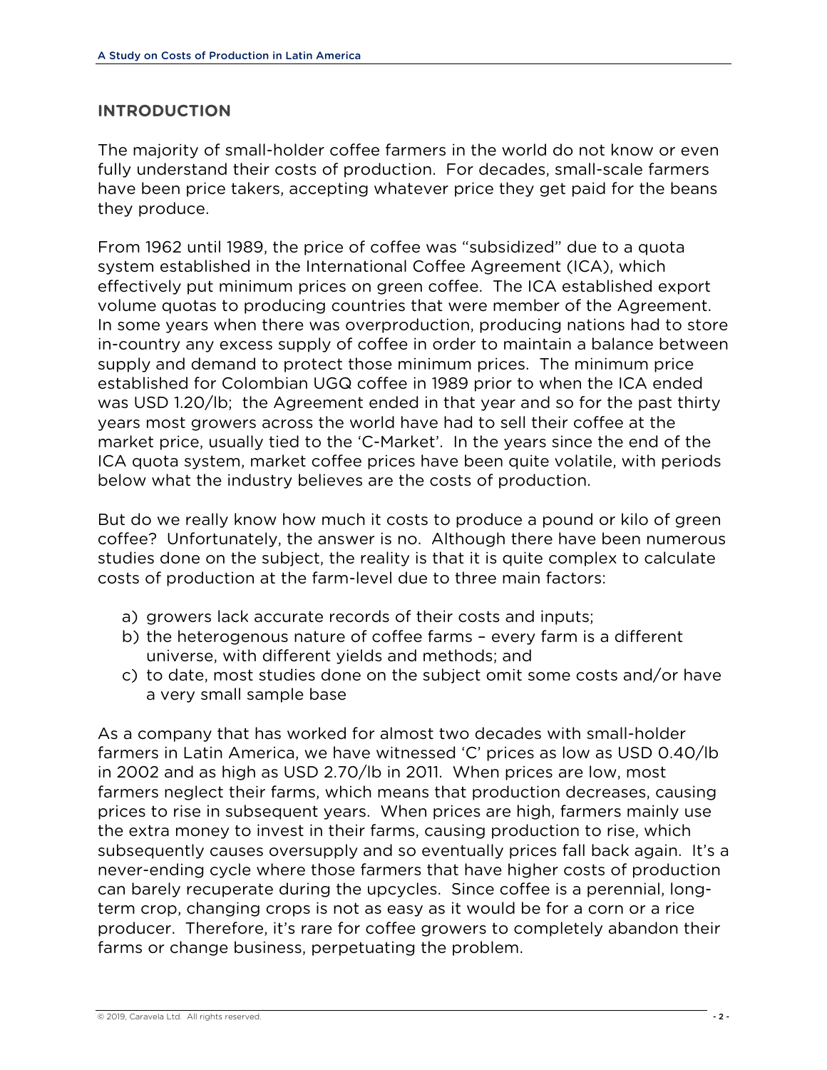## INTRODUCTION

The majority of small-holder coffee farmers in the world do not know or even fully understand their costs of production. For decades, small-scale farmers have been price takers, accepting whatever price they get paid for the beans they produce.

From 1962 until 1989, the price of coffee was "subsidized" due to a quota system established in the International Coffee Agreement (ICA), which effectively put minimum prices on green coffee. The ICA established export volume quotas to producing countries that were member of the Agreement. In some years when there was overproduction, producing nations had to store in-country any excess supply of coffee in order to maintain a balance between supply and demand to protect those minimum prices. The minimum price established for Colombian UGQ coffee in 1989 prior to when the ICA ended was USD 1.20/lb; the Agreement ended in that year and so for the past thirty years most growers across the world have had to sell their coffee at the market price, usually tied to the 'C-Market'. In the years since the end of the ICA quota system, market coffee prices have been quite volatile, with periods below what the industry believes are the costs of production.

But do we really know how much it costs to produce a pound or kilo of green coffee? Unfortunately, the answer is no. Although there have been numerous studies done on the subject, the reality is that it is quite complex to calculate costs of production at the farm-level due to three main factors:

a) growers lack accurate records of their costs and inputs;
b) the heterogenous nature of coffee farms – every farm is a different universe, with different yields and methods; and
c) to date, most studies done on the subject omit some costs and/or have a very small sample base

As a company that has worked for almost two decades with small-holder farmers in Latin America, we have witnessed 'C' prices as low as USD 0.40/lb in 2002 and as high as USD 2.70/lb in 2011. When prices are low, most farmers neglect their farms, which means that production decreases, causing prices to rise in subsequent years. When prices are high, farmers mainly use the extra money to invest in their farms, causing production to rise, which subsequently causes oversupply and so eventually prices fall back again. It's a never-ending cycle where those farmers that have higher costs of production can barely recuperate during the upcycles. Since coffee is a perennial, long-term crop, changing crops is not as easy as it would be for a corn or a rice producer. Therefore, it's rare for coffee growers to completely abandon their farms or change business, perpetuating the problem.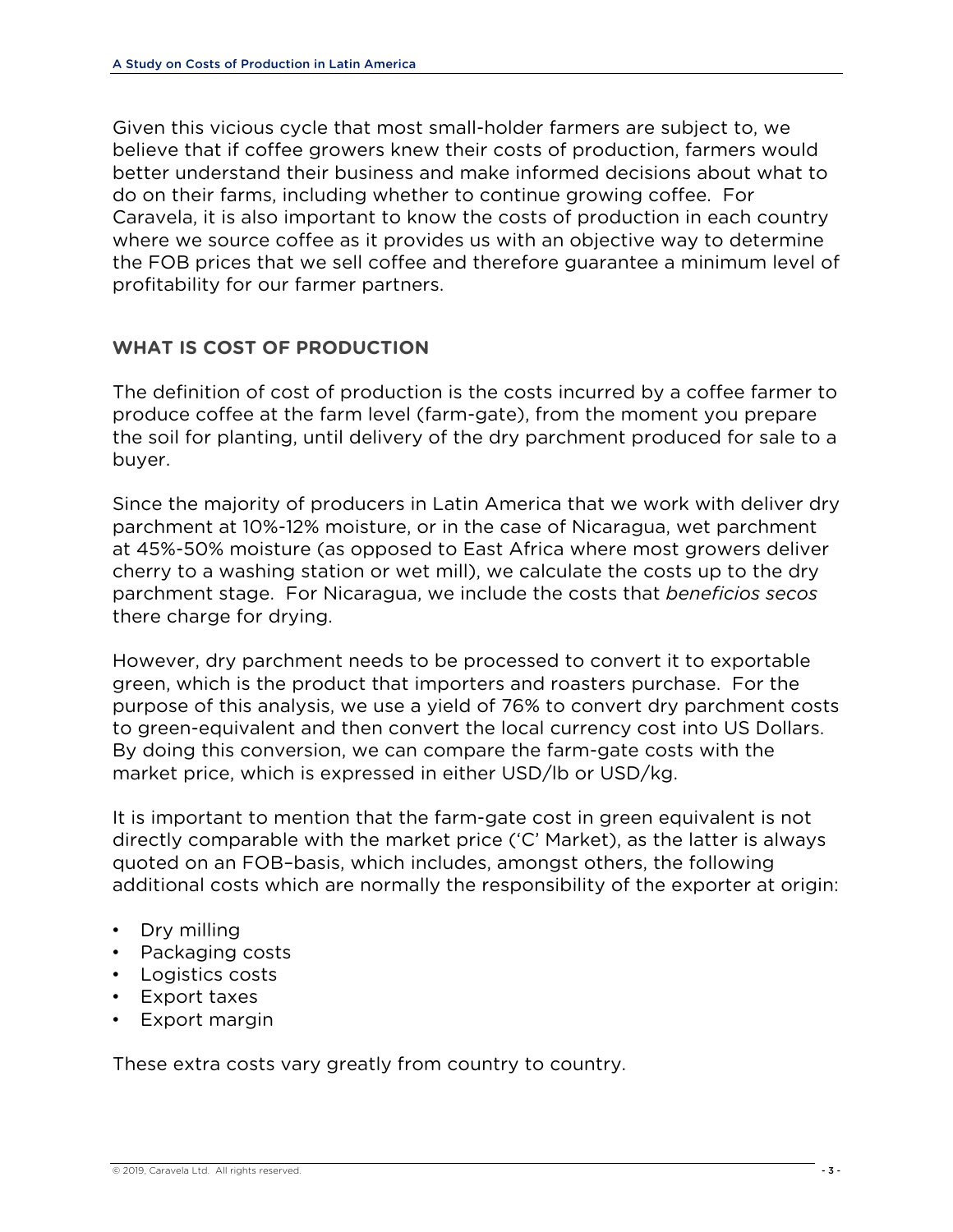Given this vicious cycle that most small-holder farmers are subject to, we believe that if coffee growers knew their costs of production, farmers would better understand their business and make informed decisions about what to do on their farms, including whether to continue growing coffee. For Caravela, it is also important to know the costs of production in each country where we source coffee as it provides us with an objective way to determine the FOB prices that we sell coffee and therefore guarantee a minimum level of profitability for our farmer partners.

## WHAT IS COST OF PRODUCTION

The definition of cost of production is the costs incurred by a coffee farmer to produce coffee at the farm level (farm-gate), from the moment you prepare the soil for planting, until delivery of the dry parchment produced for sale to a buyer.

Since the majority of producers in Latin America that we work with deliver dry parchment at 10%-12% moisture, or in the case of Nicaragua, wet parchment at 45%-50% moisture (as opposed to East Africa where most growers deliver cherry to a washing station or wet mill), we calculate the costs up to the dry parchment stage. For Nicaragua, we include the costs that *beneficios secos* there charge for drying.

However, dry parchment needs to be processed to convert it to exportable green, which is the product that importers and roasters purchase. For the purpose of this analysis, we use a yield of 76% to convert dry parchment costs to green-equivalent and then convert the local currency cost into US Dollars. By doing this conversion, we can compare the farm-gate costs with the market price, which is expressed in either USD/lb or USD/kg.

It is important to mention that the farm-gate cost in green equivalent is not directly comparable with the market price ('C' Market), as the latter is always quoted on an FOB–basis, which includes, amongst others, the following additional costs which are normally the responsibility of the exporter at origin:

- Dry milling
- Packaging costs
- Logistics costs
- Export taxes
- Export margin

These extra costs vary greatly from country to country.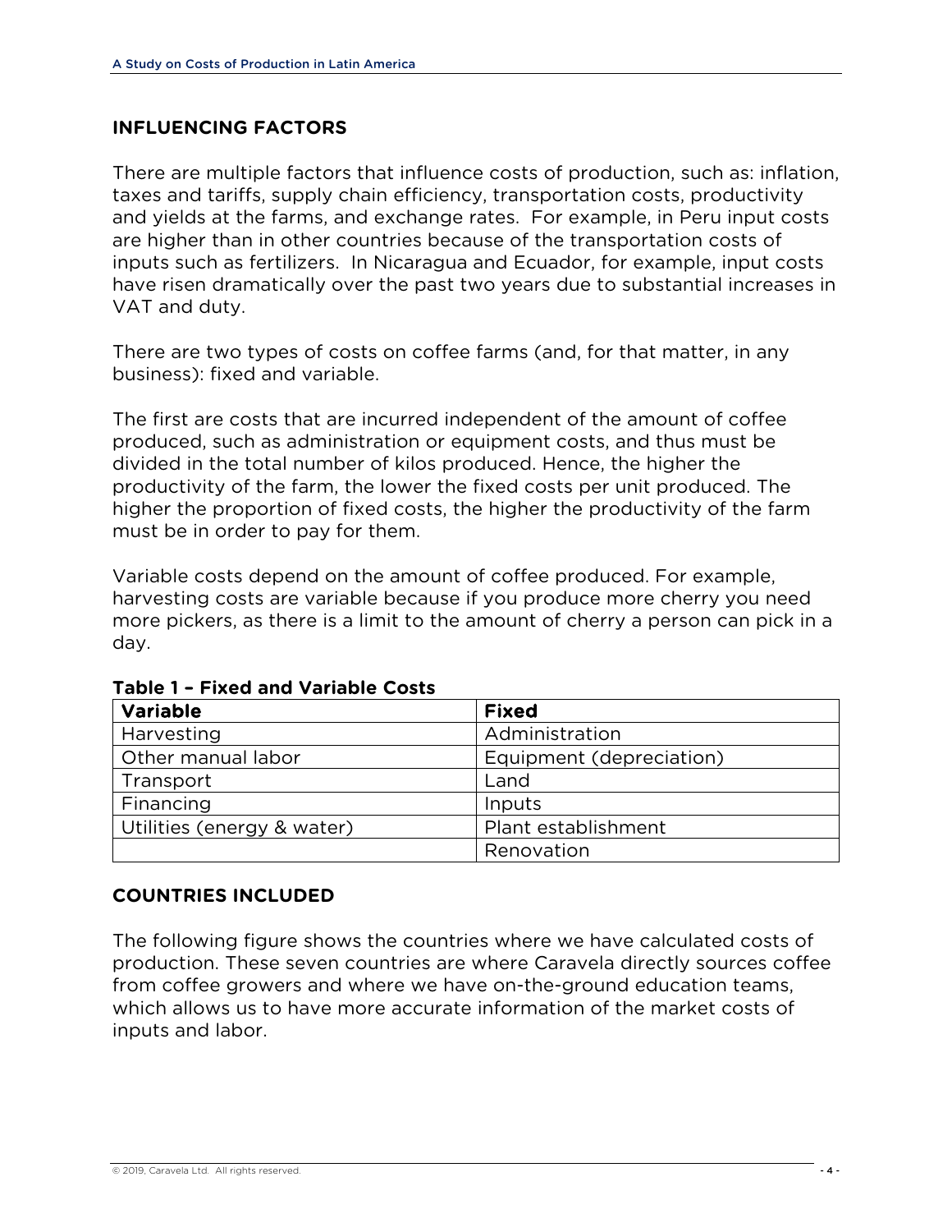## INFLUENCING FACTORS

There are multiple factors that influence costs of production, such as: inflation, taxes and tariffs, supply chain efficiency, transportation costs, productivity and yields at the farms, and exchange rates.  For example, in Peru input costs are higher than in other countries because of the transportation costs of inputs such as fertilizers.  In Nicaragua and Ecuador, for example, input costs have risen dramatically over the past two years due to substantial increases in VAT and duty.

There are two types of costs on coffee farms (and, for that matter, in any business): fixed and variable.

The first are costs that are incurred independent of the amount of coffee produced, such as administration or equipment costs, and thus must be divided in the total number of kilos produced. Hence, the higher the productivity of the farm, the lower the fixed costs per unit produced. The higher the proportion of fixed costs, the higher the productivity of the farm must be in order to pay for them.

Variable costs depend on the amount of coffee produced. For example, harvesting costs are variable because if you produce more cherry you need more pickers, as there is a limit to the amount of cherry a person can pick in a day.

**Table 1 – Fixed and Variable Costs**

| Variable | Fixed |
|---|---|
| Harvesting | Administration |
| Other manual labor | Equipment (depreciation) |
| Transport | Land |
| Financing | Inputs |
| Utilities (energy & water) | Plant establishment |
| | Renovation |

## COUNTRIES INCLUDED

The following figure shows the countries where we have calculated costs of production. These seven countries are where Caravela directly sources coffee from coffee growers and where we have on-the-ground education teams, which allows us to have more accurate information of the market costs of inputs and labor.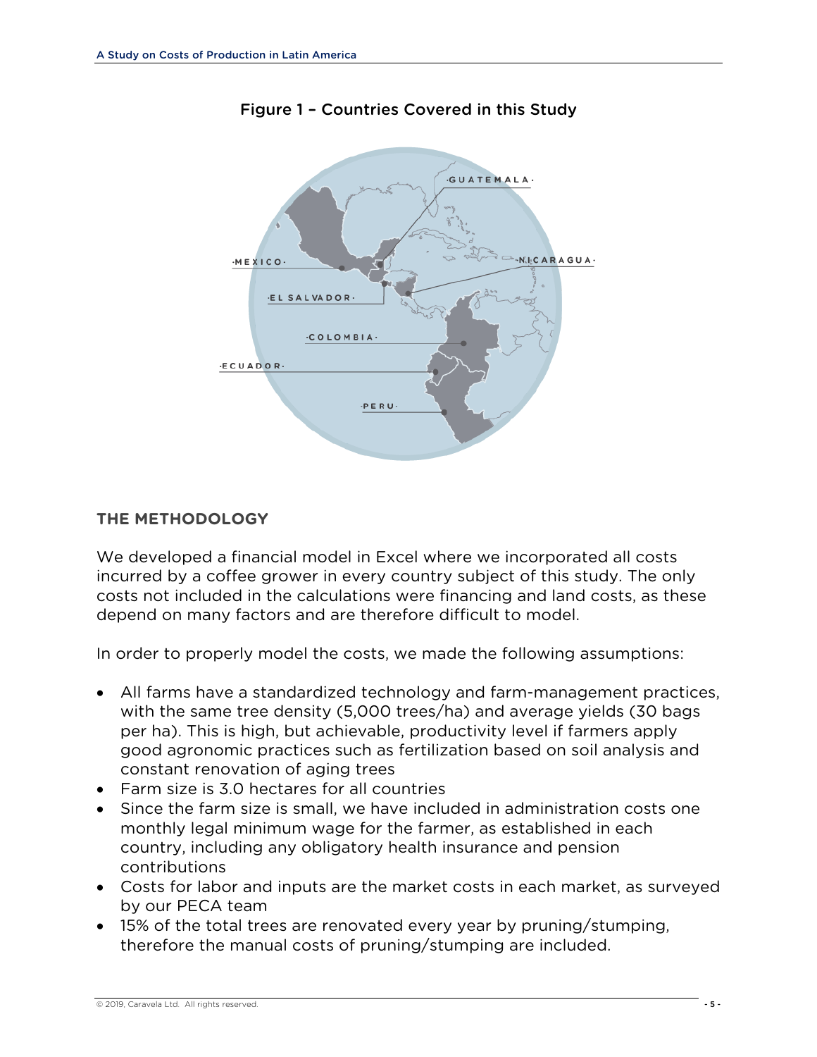Figure 1 – Countries Covered in this Study

·GUATEMALA·
·MEXICO·
·NICARAGUA·
·EL SALVADOR·
·COLOMBIA·
·ECUADOR·
·PERU·

## THE METHODOLOGY

We developed a financial model in Excel where we incorporated all costs incurred by a coffee grower in every country subject of this study. The only costs not included in the calculations were financing and land costs, as these depend on many factors and are therefore difficult to model.

In order to properly model the costs, we made the following assumptions:

- All farms have a standardized technology and farm-management practices, with the same tree density (5,000 trees/ha) and average yields (30 bags per ha). This is high, but achievable, productivity level if farmers apply good agronomic practices such as fertilization based on soil analysis and constant renovation of aging trees
- Farm size is 3.0 hectares for all countries
- Since the farm size is small, we have included in administration costs one monthly legal minimum wage for the farmer, as established in each country, including any obligatory health insurance and pension contributions
- Costs for labor and inputs are the market costs in each market, as surveyed by our PECA team
- 15% of the total trees are renovated every year by pruning/stumping, therefore the manual costs of pruning/stumping are included.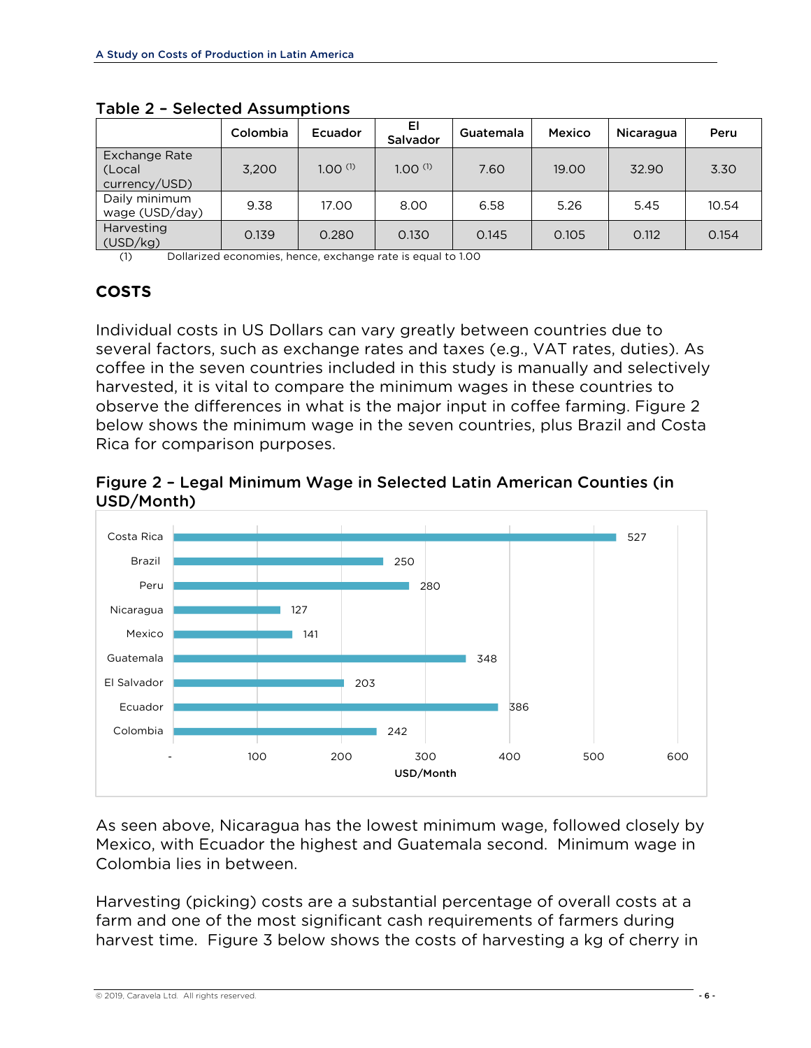## Table 2 – Selected Assumptions

| | Colombia | Ecuador | El Salvador | Guatemala | Mexico | Nicaragua | Peru |
|---|---|---|---|---|---|---|---|
| Exchange Rate (Local currency/USD) | 3,200 | 1.00 [(1)] | 1.00 [(1)] | 7.60 | 19.00 | 32.90 | 3.30 |
| Daily minimum wage (USD/day) | 9.38 | 17.00 | 8.00 | 6.58 | 5.26 | 5.45 | 10.54 |
| Harvesting (USD/kg) | 0.139 | 0.280 | 0.130 | 0.145 | 0.105 | 0.112 | 0.154 |

(1) Dollarized economies, hence, exchange rate is equal to 1.00

## COSTS

Individual costs in US Dollars can vary greatly between countries due to several factors, such as exchange rates and taxes (e.g., VAT rates, duties). As coffee in the seven countries included in this study is manually and selectively harvested, it is vital to compare the minimum wages in these countries to observe the differences in what is the major input in coffee farming. Figure 2 below shows the minimum wage in the seven countries, plus Brazil and Costa Rica for comparison purposes.

**Figure 2 – Legal Minimum Wage in Selected Latin American Counties (in USD/Month)**

Costa Rica 527
Brazil 250
Peru 280
Nicaragua 127
Mexico 141
Guatemala 348
El Salvador 203
Ecuador 386
Colombia 242

- 100 200 300 400 500 600
USD/Month

As seen above, Nicaragua has the lowest minimum wage, followed closely by Mexico, with Ecuador the highest and Guatemala second. Minimum wage in Colombia lies in between.

Harvesting (picking) costs are a substantial percentage of overall costs at a farm and one of the most significant cash requirements of farmers during harvest time. Figure 3 below shows the costs of harvesting a kg of cherry in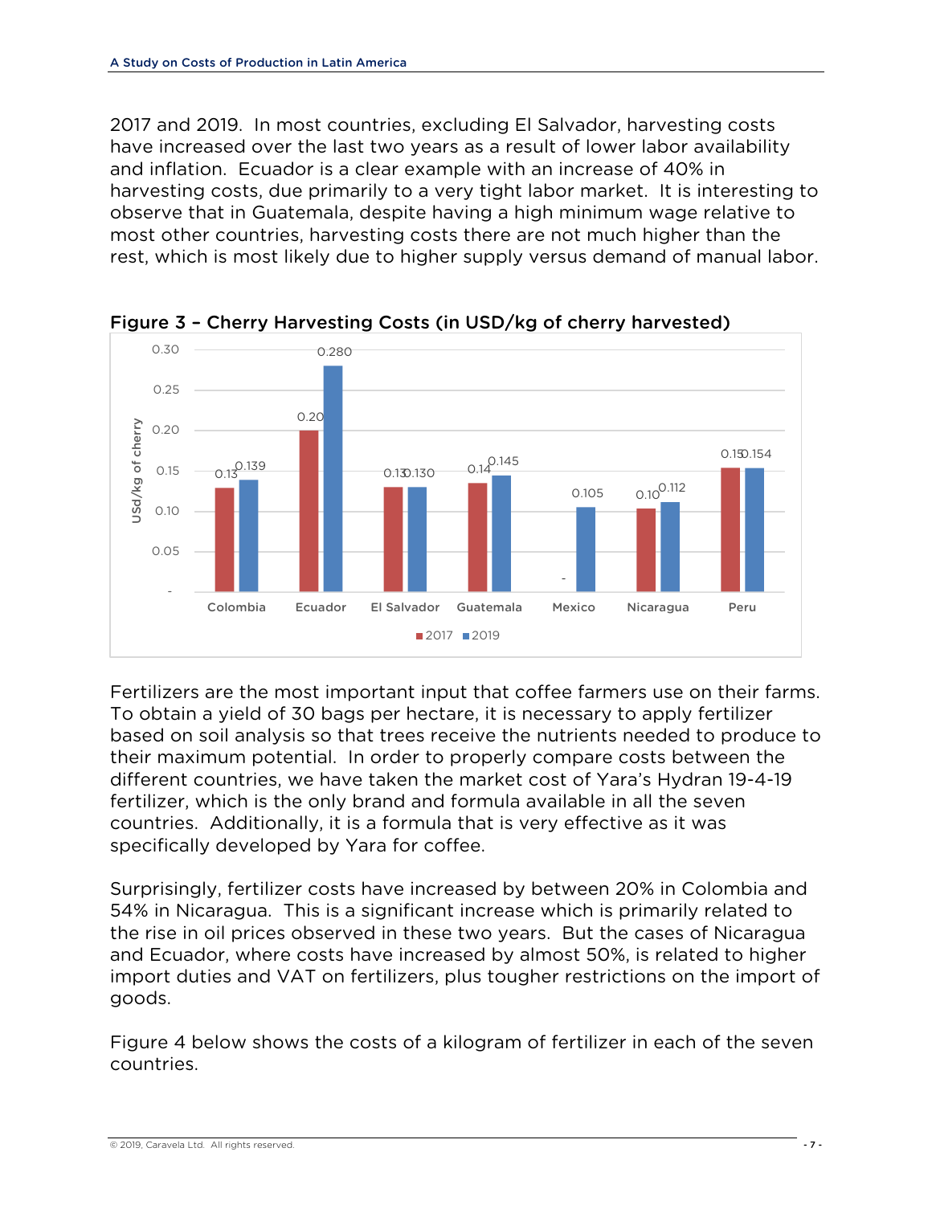2017 and 2019. In most countries, excluding El Salvador, harvesting costs have increased over the last two years as a result of lower labor availability and inflation. Ecuador is a clear example with an increase of 40% in harvesting costs, due primarily to a very tight labor market. It is interesting to observe that in Guatemala, despite having a high minimum wage relative to most other countries, harvesting costs there are not much higher than the rest, which is most likely due to higher supply versus demand of manual labor.

**Figure 3 – Cherry Harvesting Costs (in USD/kg of cherry harvested)**

USd/kg of cherry

0.30
0.25
0.20
0.15
0.10
0.05
-

Colombia: 0.13, 0.139
Ecuador: 0.20, 0.280
El Salvador: 0.13, 0.130
Guatemala: 0.14, 0.145
Mexico: -, 0.105
Nicaragua: 0.10, 0.112
Peru: 0.15, 0.154

2017 2019

Fertilizers are the most important input that coffee farmers use on their farms. To obtain a yield of 30 bags per hectare, it is necessary to apply fertilizer based on soil analysis so that trees receive the nutrients needed to produce to their maximum potential. In order to properly compare costs between the different countries, we have taken the market cost of Yara's Hydran 19-4-19 fertilizer, which is the only brand and formula available in all the seven countries. Additionally, it is a formula that is very effective as it was specifically developed by Yara for coffee.

Surprisingly, fertilizer costs have increased by between 20% in Colombia and 54% in Nicaragua. This is a significant increase which is primarily related to the rise in oil prices observed in these two years. But the cases of Nicaragua and Ecuador, where costs have increased by almost 50%, is related to higher import duties and VAT on fertilizers, plus tougher restrictions on the import of goods.

Figure 4 below shows the costs of a kilogram of fertilizer in each of the seven countries.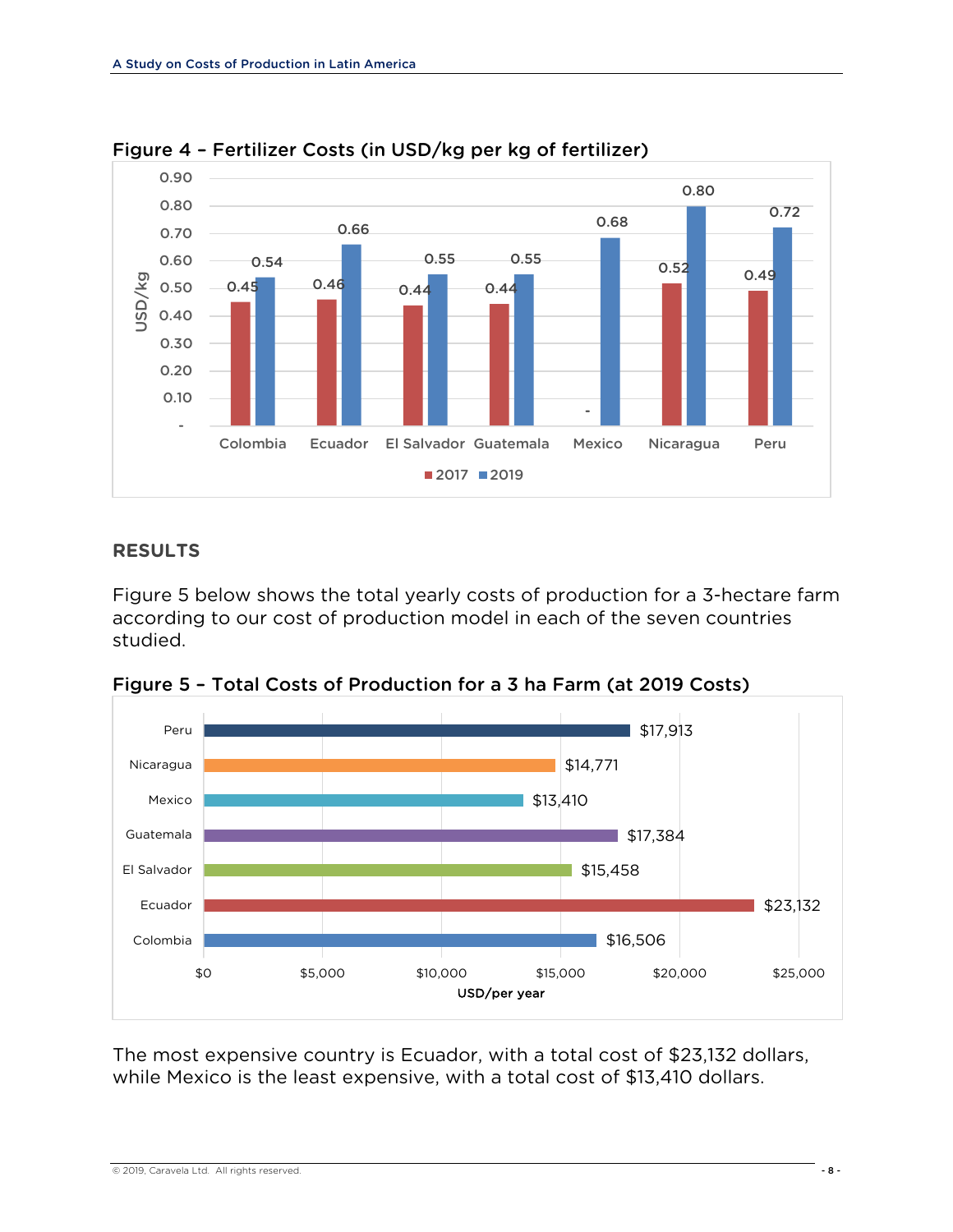**Figure 4 – Fertilizer Costs (in USD/kg per kg of fertilizer)**

USD/kg

0.90
0.80
0.70
0.60
0.50
0.40
0.30
0.20
0.10
-

Colombia: 0.45, 0.54
Ecuador: 0.46, 0.66
El Salvador: 0.44, 0.55
Guatemala: 0.44, 0.55
Mexico: -, 0.68
Nicaragua: 0.52, 0.80
Peru: 0.49, 0.72

2017 2019

## RESULTS

Figure 5 below shows the total yearly costs of production for a 3-hectare farm according to our cost of production model in each of the seven countries studied.

**Figure 5 – Total Costs of Production for a 3 ha Farm (at 2019 Costs)**

Peru $17,913
Nicaragua $14,771
Mexico $13,410
Guatemala $17,384
El Salvador $15,458
Ecuador $23,132
Colombia $16,506

$0 $5,000 $10,000 $15,000 $20,000 $25,000

USD/per year

The most expensive country is Ecuador, with a total cost of $23,132 dollars, while Mexico is the least expensive, with a total cost of $13,410 dollars.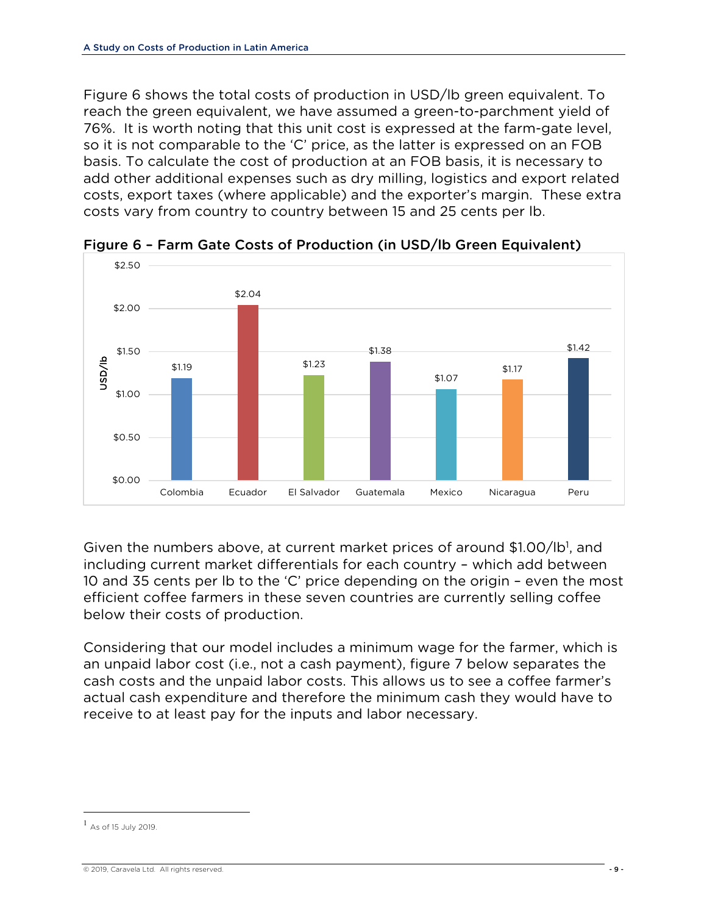Figure 6 shows the total costs of production in USD/lb green equivalent. To reach the green equivalent, we have assumed a green-to-parchment yield of 76%. It is worth noting that this unit cost is expressed at the farm-gate level, so it is not comparable to the 'C' price, as the latter is expressed on an FOB basis. To calculate the cost of production at an FOB basis, it is necessary to add other additional expenses such as dry milling, logistics and export related costs, export taxes (where applicable) and the exporter's margin. These extra costs vary from country to country between 15 and 25 cents per lb.

**Figure 6 – Farm Gate Costs of Production (in USD/lb Green Equivalent)**

USD/lb

$2.50
$2.00
$1.50
$1.00
$0.50
$0.00

$1.19
$2.04
$1.23
$1.38
$1.07
$1.17
$1.42

Colombia
Ecuador
El Salvador
Guatemala
Mexico
Nicaragua
Peru

Given the numbers above, at current market prices of around $1.00/lb[1], and including current market differentials for each country – which add between 10 and 35 cents per lb to the 'C' price depending on the origin – even the most efficient coffee farmers in these seven countries are currently selling coffee below their costs of production.

Considering that our model includes a minimum wage for the farmer, which is an unpaid labor cost (i.e., not a cash payment), figure 7 below separates the cash costs and the unpaid labor costs. This allows us to see a coffee farmer's actual cash expenditure and therefore the minimum cash they would have to receive to at least pay for the inputs and labor necessary.

[1] As of 15 July 2019.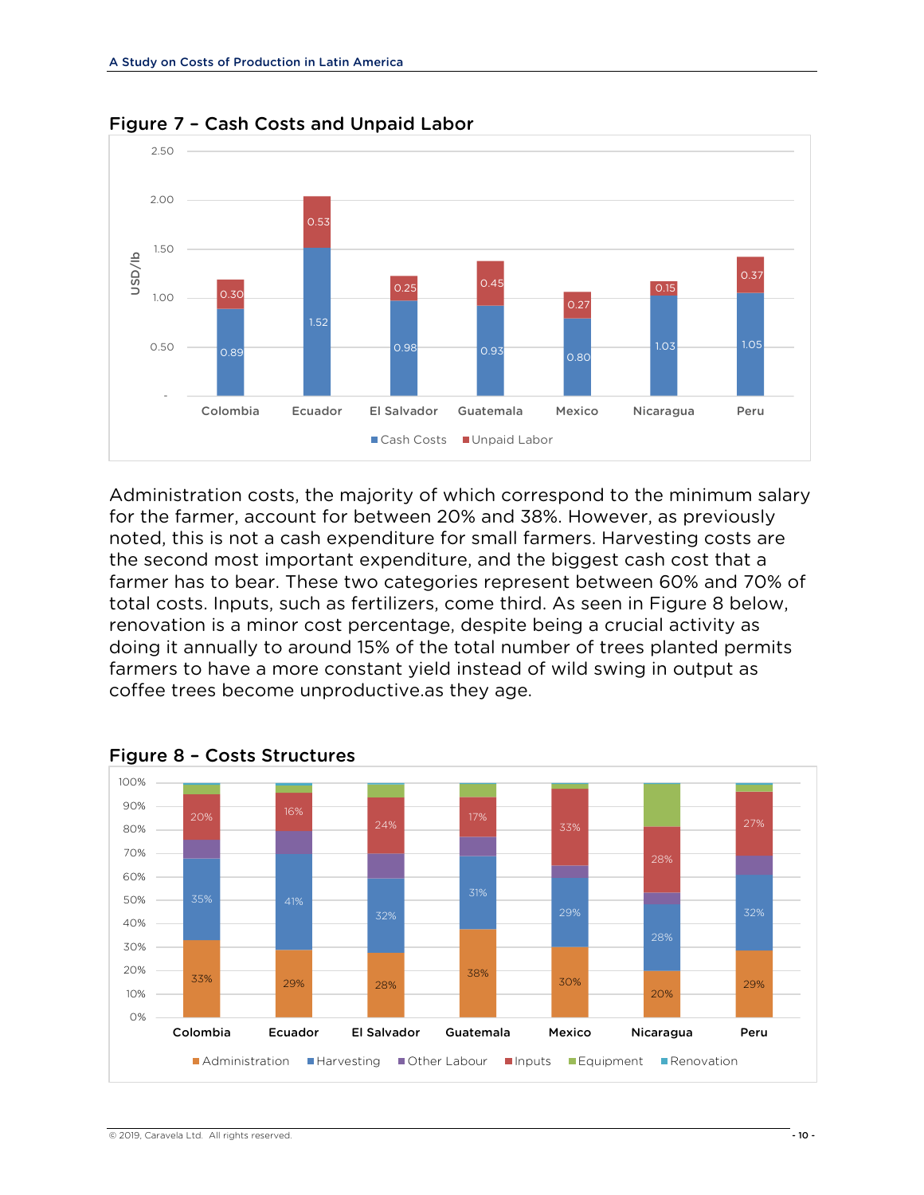### Figure 7 – Cash Costs and Unpaid Labor

USD/lb

2.50
2.00
1.50
1.00
0.50
-

Colombia: 0.89, 0.30
Ecuador: 1.52, 0.53
El Salvador: 0.98, 0.25
Guatemala: 0.93, 0.45
Mexico: 0.80, 0.27
Nicaragua: 1.03, 0.15
Peru: 1.05, 0.37

Cash Costs
Unpaid Labor

Administration costs, the majority of which correspond to the minimum salary for the farmer, account for between 20% and 38%. However, as previously noted, this is not a cash expenditure for small farmers. Harvesting costs are the second most important expenditure, and the biggest cash cost that a farmer has to bear. These two categories represent between 60% and 70% of total costs. Inputs, such as fertilizers, come third. As seen in Figure 8 below, renovation is a minor cost percentage, despite being a crucial activity as doing it annually to around 15% of the total number of trees planted permits farmers to have a more constant yield instead of wild swing in output as coffee trees become unproductive.as they age.

### Figure 8 – Costs Structures

100%
90%
80%
70%
60%
50%
40%
30%
20%
10%
0%

Colombia: 33%, 35%, 20%
Ecuador: 29%, 41%, 16%
El Salvador: 28%, 32%, 24%
Guatemala: 38%, 31%, 17%
Mexico: 30%, 29%, 33%
Nicaragua: 20%, 28%, 28%
Peru: 29%, 32%, 27%

Administration
Harvesting
Other Labour
Inputs
Equipment
Renovation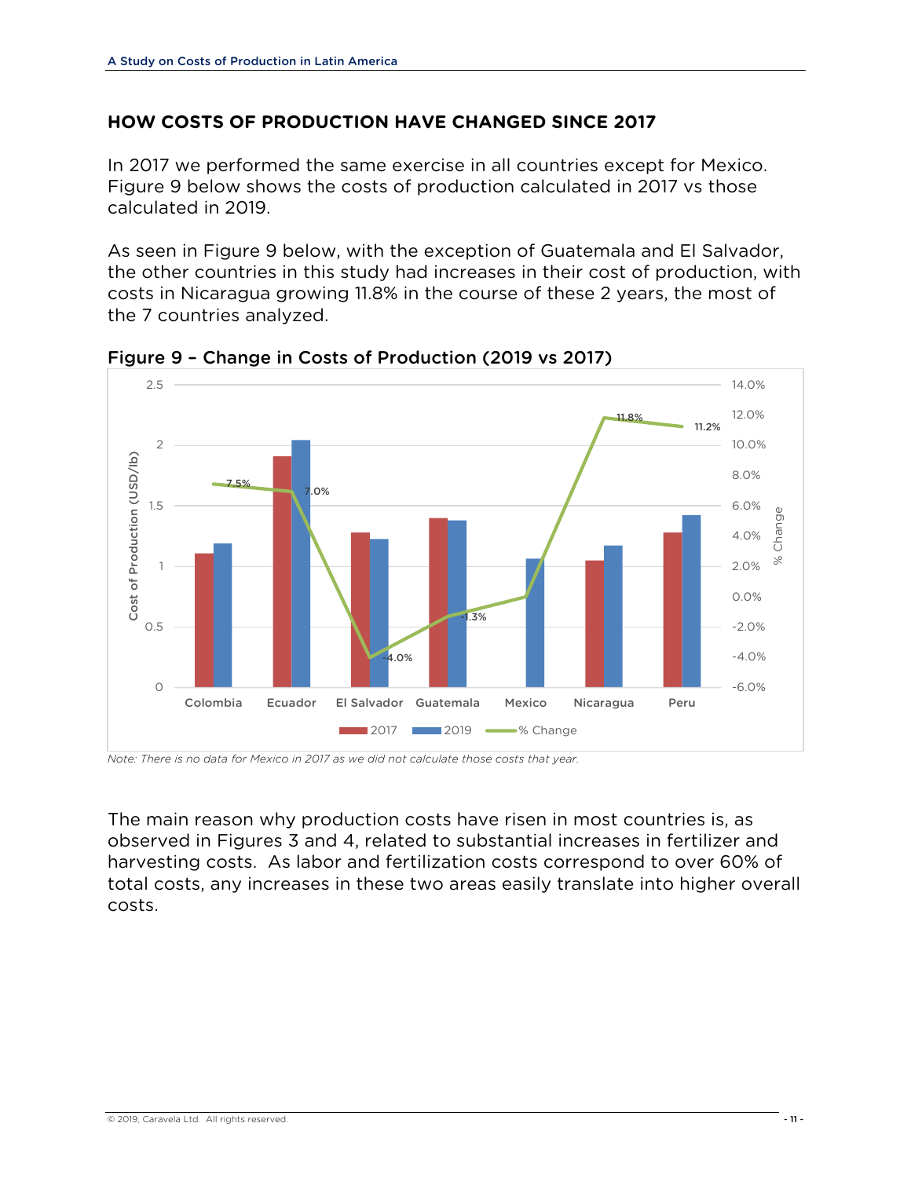## HOW COSTS OF PRODUCTION HAVE CHANGED SINCE 2017

In 2017 we performed the same exercise in all countries except for Mexico. Figure 9 below shows the costs of production calculated in 2017 vs those calculated in 2019.

As seen in Figure 9 below, with the exception of Guatemala and El Salvador, the other countries in this study had increases in their cost of production, with costs in Nicaragua growing 11.8% in the course of these 2 years, the most of the 7 countries analyzed.

**Figure 9 – Change in Costs of Production (2019 vs 2017)**

Cost of Production (USD/lb)

2.5
2
1.5
1
0.5
0

% Change

14.0%
12.0%
10.0%
8.0%
6.0%
4.0%
2.0%
0.0%
-2.0%
-4.0%
-6.0%

7.5%
7.0%
-4.0%
-1.3%
11.8%
11.2%

Colombia Ecuador El Salvador Guatemala Mexico Nicaragua Peru

2017 2019 % Change

*Note: There is no data for Mexico in 2017 as we did not calculate those costs that year.*

The main reason why production costs have risen in most countries is, as observed in Figures 3 and 4, related to substantial increases in fertilizer and harvesting costs. As labor and fertilization costs correspond to over 60% of total costs, any increases in these two areas easily translate into higher overall costs.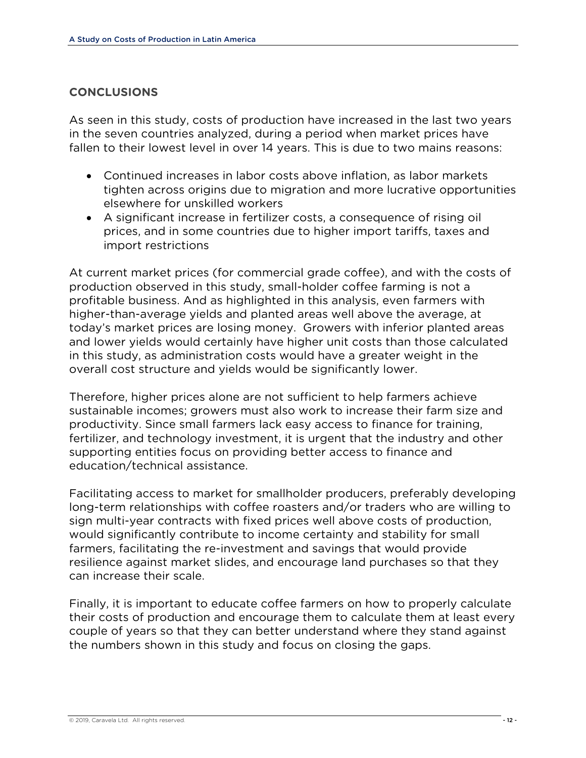## CONCLUSIONS

As seen in this study, costs of production have increased in the last two years in the seven countries analyzed, during a period when market prices have fallen to their lowest level in over 14 years. This is due to two mains reasons:

- Continued increases in labor costs above inflation, as labor markets tighten across origins due to migration and more lucrative opportunities elsewhere for unskilled workers
- A significant increase in fertilizer costs, a consequence of rising oil prices, and in some countries due to higher import tariffs, taxes and import restrictions

At current market prices (for commercial grade coffee), and with the costs of production observed in this study, small-holder coffee farming is not a profitable business. And as highlighted in this analysis, even farmers with higher-than-average yields and planted areas well above the average, at today's market prices are losing money. Growers with inferior planted areas and lower yields would certainly have higher unit costs than those calculated in this study, as administration costs would have a greater weight in the overall cost structure and yields would be significantly lower.

Therefore, higher prices alone are not sufficient to help farmers achieve sustainable incomes; growers must also work to increase their farm size and productivity. Since small farmers lack easy access to finance for training, fertilizer, and technology investment, it is urgent that the industry and other supporting entities focus on providing better access to finance and education/technical assistance.

Facilitating access to market for smallholder producers, preferably developing long-term relationships with coffee roasters and/or traders who are willing to sign multi-year contracts with fixed prices well above costs of production, would significantly contribute to income certainty and stability for small farmers, facilitating the re-investment and savings that would provide resilience against market slides, and encourage land purchases so that they can increase their scale.

Finally, it is important to educate coffee farmers on how to properly calculate their costs of production and encourage them to calculate them at least every couple of years so that they can better understand where they stand against the numbers shown in this study and focus on closing the gaps.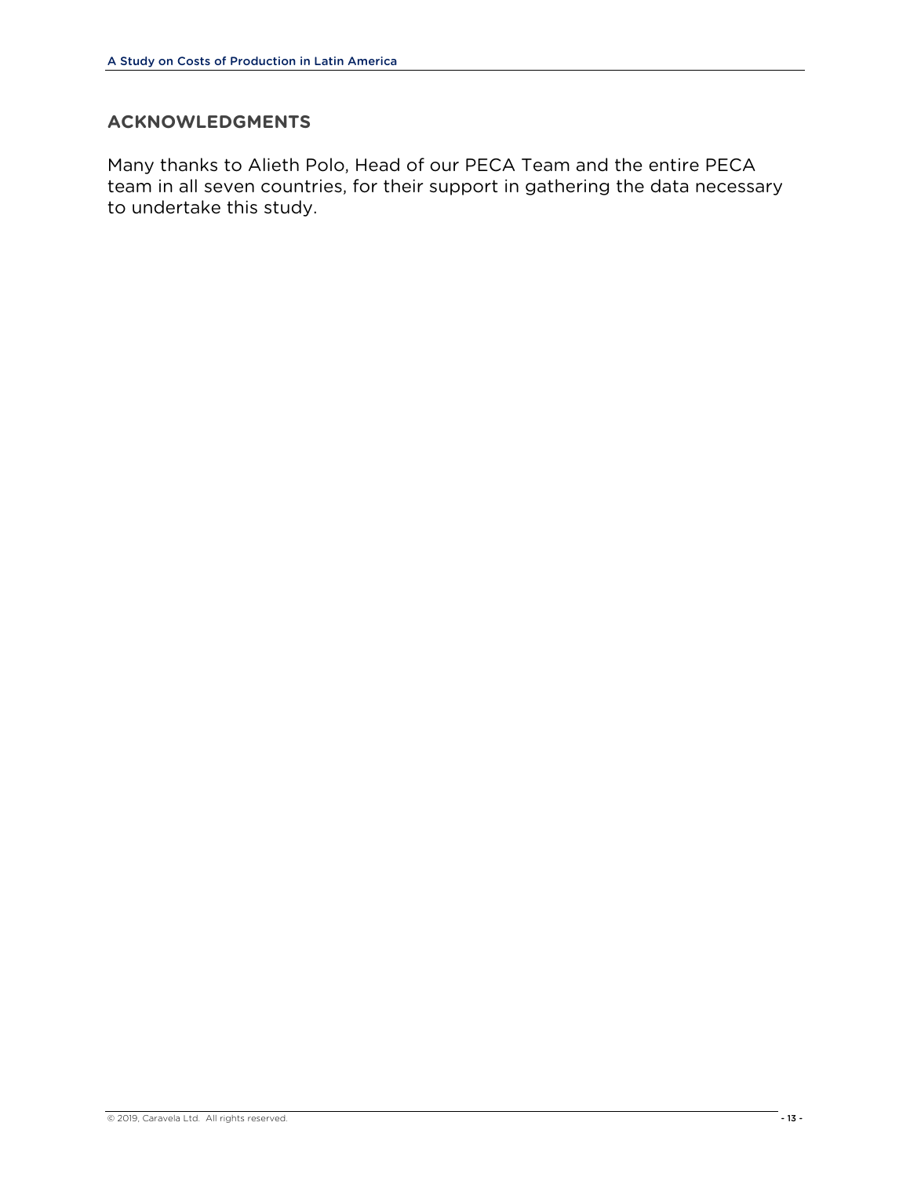## ACKNOWLEDGMENTS

Many thanks to Alieth Polo, Head of our PECA Team and the entire PECA team in all seven countries, for their support in gathering the data necessary to undertake this study.